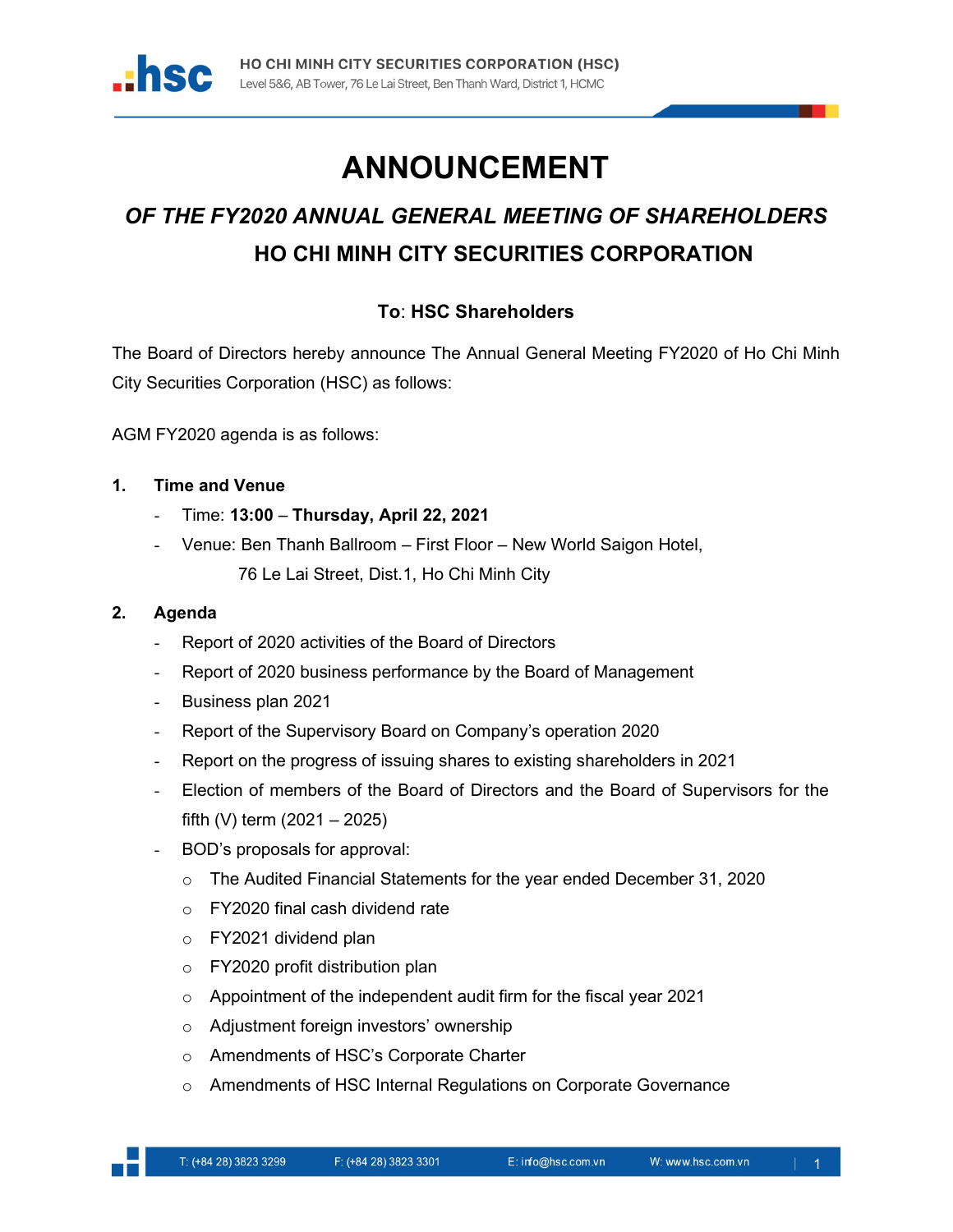# ANNOUNCEMENT

## *OF THE FY2020 ANNUAL GENERAL MEETING OF SHAREHOLDERS*

## HO CHI MINH CITY SECURITIES CORPORATION

**To: HSC Shareholders**

The Board of Directors hereby announce The Annual General Meeting FY2020 of Ho Chi Minh City Securities Corporation (HSC) as follows:

AGM FY2020 agenda is as follows:

1. **Time and Venue**
   - Time: **13:00 – Thursday, April 22, 2021**
   - Venue: Ben Thanh Ballroom – First Floor – New World Saigon Hotel, 76 Le Lai Street, Dist.1, Ho Chi Minh City

2. **Agenda**
   - Report of 2020 activities of the Board of Directors
   - Report of 2020 business performance by the Board of Management
   - Business plan 2021
   - Report of the Supervisory Board on Company's operation 2020
   - Report on the progress of issuing shares to existing shareholders in 2021
   - Election of members of the Board of Directors and the Board of Supervisors for the fifth (V) term (2021 – 2025)
   - BOD's proposals for approval:
     - The Audited Financial Statements for the year ended December 31, 2020
     - FY2020 final cash dividend rate
     - FY2021 dividend plan
     - FY2020 profit distribution plan
     - Appointment of the independent audit firm for the fiscal year 2021
     - Adjustment foreign investors' ownership
     - Amendments of HSC's Corporate Charter
     - Amendments of HSC Internal Regulations on Corporate Governance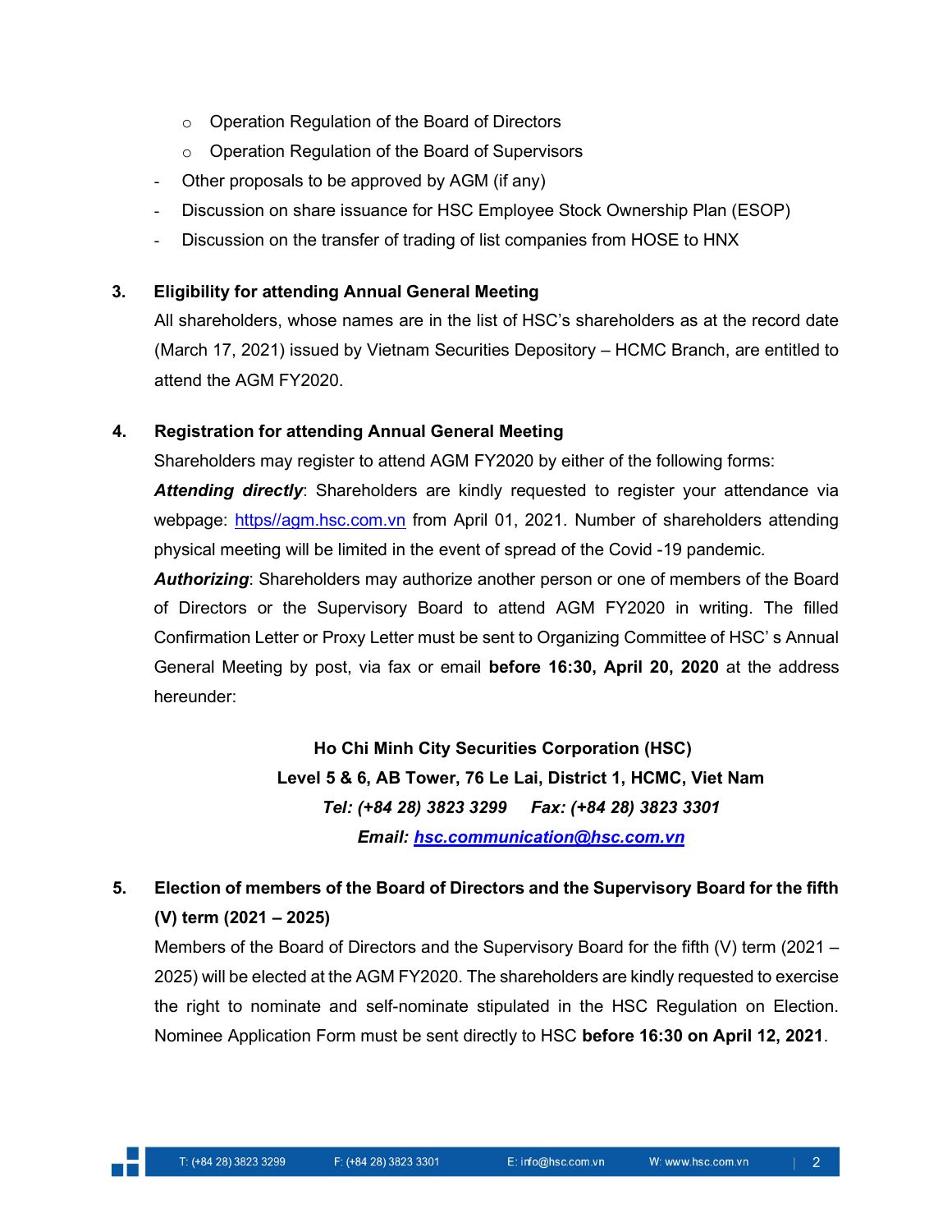- Operation Regulation of the Board of Directors
    - Operation Regulation of the Board of Supervisors
- Other proposals to be approved by AGM (if any)
- Discussion on share issuance for HSC Employee Stock Ownership Plan (ESOP)
- Discussion on the transfer of trading of list companies from HOSE to HNX

**3. Eligibility for attending Annual General Meeting**

All shareholders, whose names are in the list of HSC's shareholders as at the record date (March 17, 2021) issued by Vietnam Securities Depository – HCMC Branch, are entitled to attend the AGM FY2020.

**4. Registration for attending Annual General Meeting**

Shareholders may register to attend AGM FY2020 by either of the following forms:

***Attending directly***: Shareholders are kindly requested to register your attendance via webpage: https//agm.hsc.com.vn from April 01, 2021. Number of shareholders attending physical meeting will be limited in the event of spread of the Covid -19 pandemic.

***Authorizing***: Shareholders may authorize another person or one of members of the Board of Directors or the Supervisory Board to attend AGM FY2020 in writing. The filled Confirmation Letter or Proxy Letter must be sent to Organizing Committee of HSC' s Annual General Meeting by post, via fax or email **before 16:30, April 20, 2020** at the address hereunder:

**Ho Chi Minh City Securities Corporation (HSC)**
**Level 5 & 6, AB Tower, 76 Le Lai, District 1, HCMC, Viet Nam**
***Tel: (+84 28) 3823 3299 Fax: (+84 28) 3823 3301***
***Email: hsc.communication@hsc.com.vn***

**5. Election of members of the Board of Directors and the Supervisory Board for the fifth (V) term (2021 – 2025)**

Members of the Board of Directors and the Supervisory Board for the fifth (V) term (2021 – 2025) will be elected at the AGM FY2020. The shareholders are kindly requested to exercise the right to nominate and self-nominate stipulated in the HSC Regulation on Election. Nominee Application Form must be sent directly to HSC **before 16:30 on April 12, 2021**.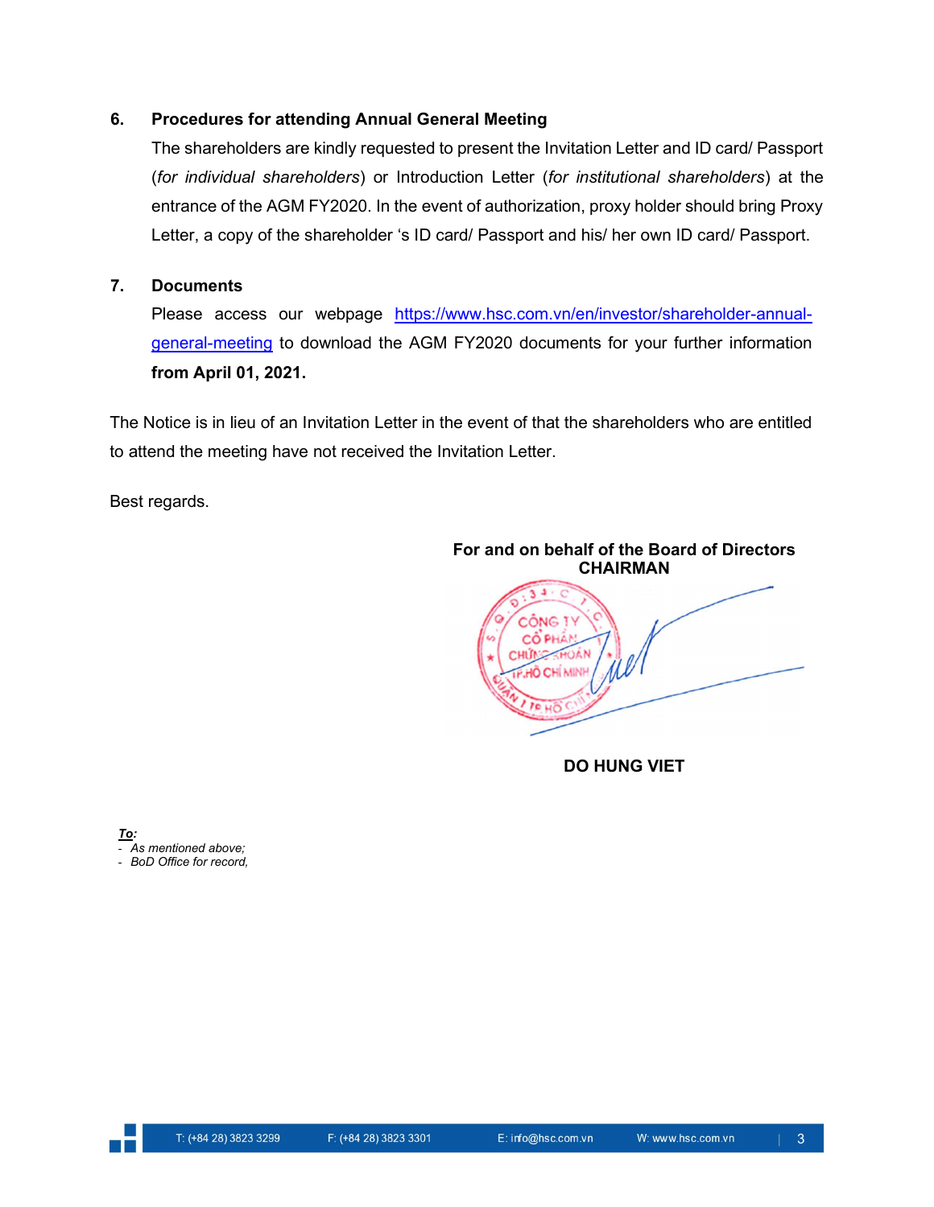## 6. Procedures for attending Annual General Meeting

The shareholders are kindly requested to present the Invitation Letter and ID card/ Passport (*for individual shareholders*) or Introduction Letter (*for institutional shareholders*) at the entrance of the AGM FY2020. In the event of authorization, proxy holder should bring Proxy Letter, a copy of the shareholder 's ID card/ Passport and his/ her own ID card/ Passport.

## 7. Documents

Please access our webpage https://www.hsc.com.vn/en/investor/shareholder-annual-general-meeting to download the AGM FY2020 documents for your further information **from April 01, 2021.**

The Notice is in lieu of an Invitation Letter in the event of that the shareholders who are entitled to attend the meeting have not received the Invitation Letter.

Best regards.

**For and on behalf of the Board of Directors**
**CHAIRMAN**

CÔNG TY CỔ PHẦN CHỨNG KHOÁN TP.HỒ CHÍ MINH

**DO HUNG VIET**

***To:***
- *As mentioned above;*
- *BoD Office for record,*

T: (+84 28) 3823 3299 F: (+84 28) 3823 3301 E: info@hsc.com.vn W: www.hsc.com.vn